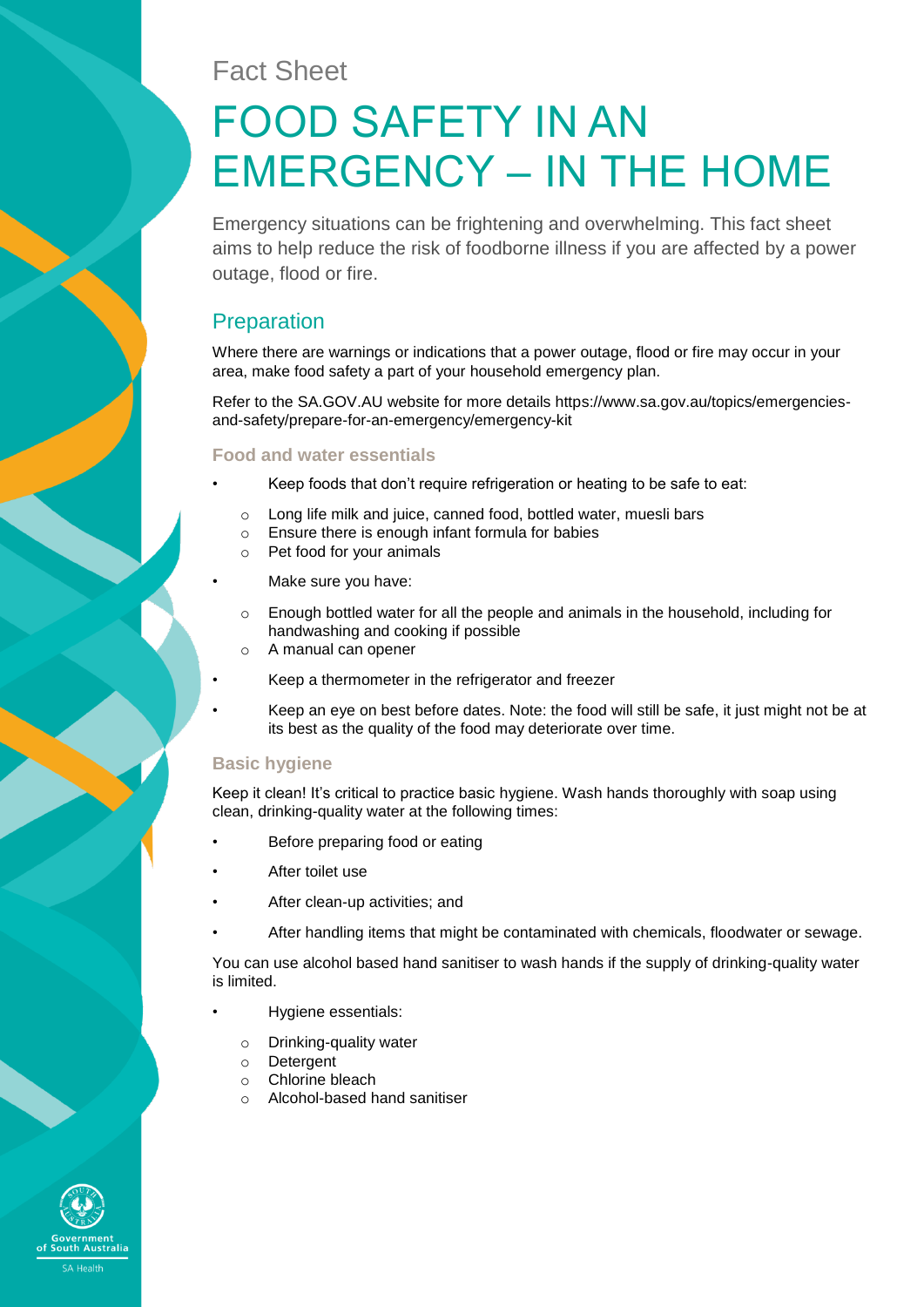Fact Sheet

# FOOD SAFETY IN AN EMERGENCY – IN THE HOME

Emergency situations can be frightening and overwhelming. This fact sheet aims to help reduce the risk of foodborne illness if you are affected by a power outage, flood or fire.

## Preparation

Where there are warnings or indications that a power outage, flood or fire may occur in your area, make food safety a part of your household emergency plan.

Refer to the SA.GOV.AU website for more details https://www.sa.gov.au/topics/emergencies-and-safety/prepare-for-an-emergency/emergency-kit

### Food and water essentials

- Keep foods that don't require refrigeration or heating to be safe to eat:
  - Long life milk and juice, canned food, bottled water, muesli bars
  - Ensure there is enough infant formula for babies
  - Pet food for your animals
- Make sure you have:
  - Enough bottled water for all the people and animals in the household, including for handwashing and cooking if possible
  - A manual can opener
- Keep a thermometer in the refrigerator and freezer
- Keep an eye on best before dates. Note: the food will still be safe, it just might not be at its best as the quality of the food may deteriorate over time.

### Basic hygiene

Keep it clean! It's critical to practice basic hygiene. Wash hands thoroughly with soap using clean, drinking-quality water at the following times:

- Before preparing food or eating
- After toilet use
- After clean-up activities; and
- After handling items that might be contaminated with chemicals, floodwater or sewage.

You can use alcohol based hand sanitiser to wash hands if the supply of drinking-quality water is limited.

- Hygiene essentials:
  - Drinking-quality water
  - Detergent
  - Chlorine bleach
  - Alcohol-based hand sanitiser

Government of South Australia

SA Health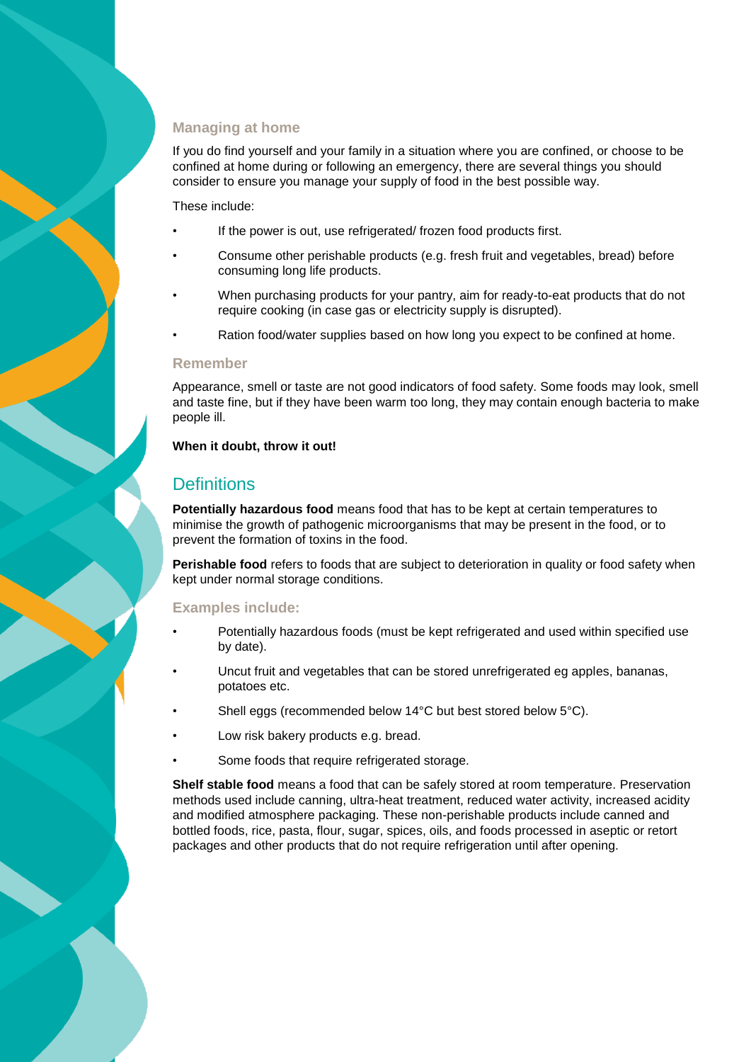### Managing at home

If you do find yourself and your family in a situation where you are confined, or choose to be confined at home during or following an emergency, there are several things you should consider to ensure you manage your supply of food in the best possible way.

These include:

- If the power is out, use refrigerated/ frozen food products first.
- Consume other perishable products (e.g. fresh fruit and vegetables, bread) before consuming long life products.
- When purchasing products for your pantry, aim for ready-to-eat products that do not require cooking (in case gas or electricity supply is disrupted).
- Ration food/water supplies based on how long you expect to be confined at home.

### Remember

Appearance, smell or taste are not good indicators of food safety. Some foods may look, smell and taste fine, but if they have been warm too long, they may contain enough bacteria to make people ill.

**When it doubt, throw it out!**

## Definitions

**Potentially hazardous food** means food that has to be kept at certain temperatures to minimise the growth of pathogenic microorganisms that may be present in the food, or to prevent the formation of toxins in the food.

**Perishable food** refers to foods that are subject to deterioration in quality or food safety when kept under normal storage conditions.

### Examples include:

- Potentially hazardous foods (must be kept refrigerated and used within specified use by date).
- Uncut fruit and vegetables that can be stored unrefrigerated eg apples, bananas, potatoes etc.
- Shell eggs (recommended below 14°C but best stored below 5°C).
- Low risk bakery products e.g. bread.
- Some foods that require refrigerated storage.

**Shelf stable food** means a food that can be safely stored at room temperature. Preservation methods used include canning, ultra-heat treatment, reduced water activity, increased acidity and modified atmosphere packaging. These non-perishable products include canned and bottled foods, rice, pasta, flour, sugar, spices, oils, and foods processed in aseptic or retort packages and other products that do not require refrigeration until after opening.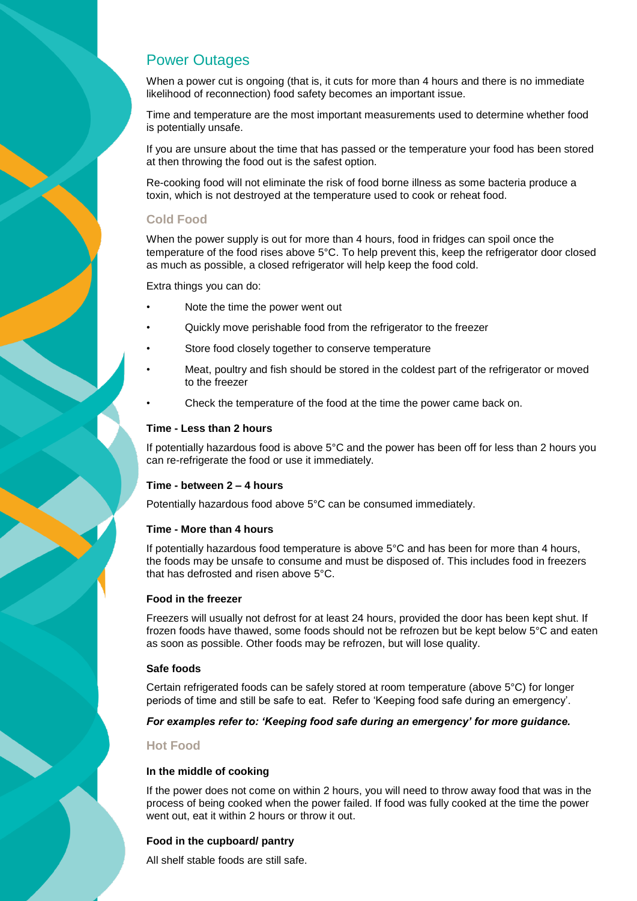## Power Outages

When a power cut is ongoing (that is, it cuts for more than 4 hours and there is no immediate likelihood of reconnection) food safety becomes an important issue.

Time and temperature are the most important measurements used to determine whether food is potentially unsafe.

If you are unsure about the time that has passed or the temperature your food has been stored at then throwing the food out is the safest option.

Re-cooking food will not eliminate the risk of food borne illness as some bacteria produce a toxin, which is not destroyed at the temperature used to cook or reheat food.

### Cold Food

When the power supply is out for more than 4 hours, food in fridges can spoil once the temperature of the food rises above 5°C. To help prevent this, keep the refrigerator door closed as much as possible, a closed refrigerator will help keep the food cold.

Extra things you can do:

- Note the time the power went out
- Quickly move perishable food from the refrigerator to the freezer
- Store food closely together to conserve temperature
- Meat, poultry and fish should be stored in the coldest part of the refrigerator or moved to the freezer
- Check the temperature of the food at the time the power came back on.

#### Time - Less than 2 hours

If potentially hazardous food is above 5°C and the power has been off for less than 2 hours you can re-refrigerate the food or use it immediately.

#### Time - between 2 – 4 hours

Potentially hazardous food above 5°C can be consumed immediately.

#### Time - More than 4 hours

If potentially hazardous food temperature is above 5°C and has been for more than 4 hours, the foods may be unsafe to consume and must be disposed of. This includes food in freezers that has defrosted and risen above 5°C.

#### Food in the freezer

Freezers will usually not defrost for at least 24 hours, provided the door has been kept shut. If frozen foods have thawed, some foods should not be refrozen but be kept below 5°C and eaten as soon as possible. Other foods may be refrozen, but will lose quality.

#### Safe foods

Certain refrigerated foods can be safely stored at room temperature (above 5°C) for longer periods of time and still be safe to eat. Refer to 'Keeping food safe during an emergency'.

***For examples refer to: 'Keeping food safe during an emergency' for more guidance.***

### Hot Food

#### In the middle of cooking

If the power does not come on within 2 hours, you will need to throw away food that was in the process of being cooked when the power failed. If food was fully cooked at the time the power went out, eat it within 2 hours or throw it out.

#### Food in the cupboard/ pantry

All shelf stable foods are still safe.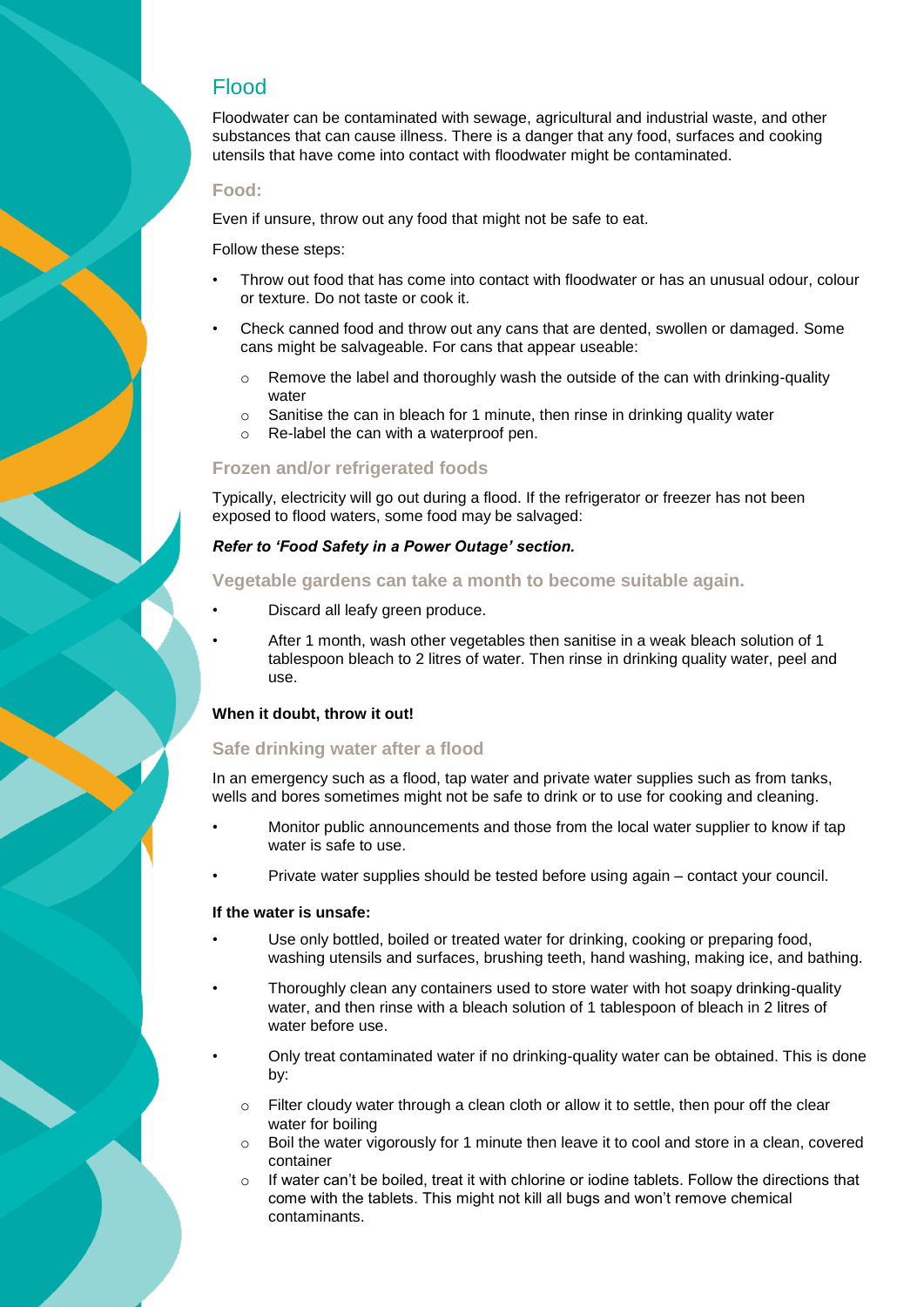## Flood

Floodwater can be contaminated with sewage, agricultural and industrial waste, and other substances that can cause illness. There is a danger that any food, surfaces and cooking utensils that have come into contact with floodwater might be contaminated.

### Food:

Even if unsure, throw out any food that might not be safe to eat.

Follow these steps:

- Throw out food that has come into contact with floodwater or has an unusual odour, colour or texture. Do not taste or cook it.
- Check canned food and throw out any cans that are dented, swollen or damaged. Some cans might be salvageable. For cans that appear useable:
  - Remove the label and thoroughly wash the outside of the can with drinking-quality water
  - Sanitise the can in bleach for 1 minute, then rinse in drinking quality water
  - Re-label the can with a waterproof pen.

### Frozen and/or refrigerated foods

Typically, electricity will go out during a flood. If the refrigerator or freezer has not been exposed to flood waters, some food may be salvaged:

***Refer to 'Food Safety in a Power Outage' section.***

### Vegetable gardens can take a month to become suitable again.

- Discard all leafy green produce.
- After 1 month, wash other vegetables then sanitise in a weak bleach solution of 1 tablespoon bleach to 2 litres of water. Then rinse in drinking quality water, peel and use.

**When it doubt, throw it out!**

### Safe drinking water after a flood

In an emergency such as a flood, tap water and private water supplies such as from tanks, wells and bores sometimes might not be safe to drink or to use for cooking and cleaning.

- Monitor public announcements and those from the local water supplier to know if tap water is safe to use.
- Private water supplies should be tested before using again – contact your council.

**If the water is unsafe:**

- Use only bottled, boiled or treated water for drinking, cooking or preparing food, washing utensils and surfaces, brushing teeth, hand washing, making ice, and bathing.
- Thoroughly clean any containers used to store water with hot soapy drinking-quality water, and then rinse with a bleach solution of 1 tablespoon of bleach in 2 litres of water before use.
- Only treat contaminated water if no drinking-quality water can be obtained. This is done by:
  - Filter cloudy water through a clean cloth or allow it to settle, then pour off the clear water for boiling
  - Boil the water vigorously for 1 minute then leave it to cool and store in a clean, covered container
  - If water can't be boiled, treat it with chlorine or iodine tablets. Follow the directions that come with the tablets. This might not kill all bugs and won't remove chemical contaminants.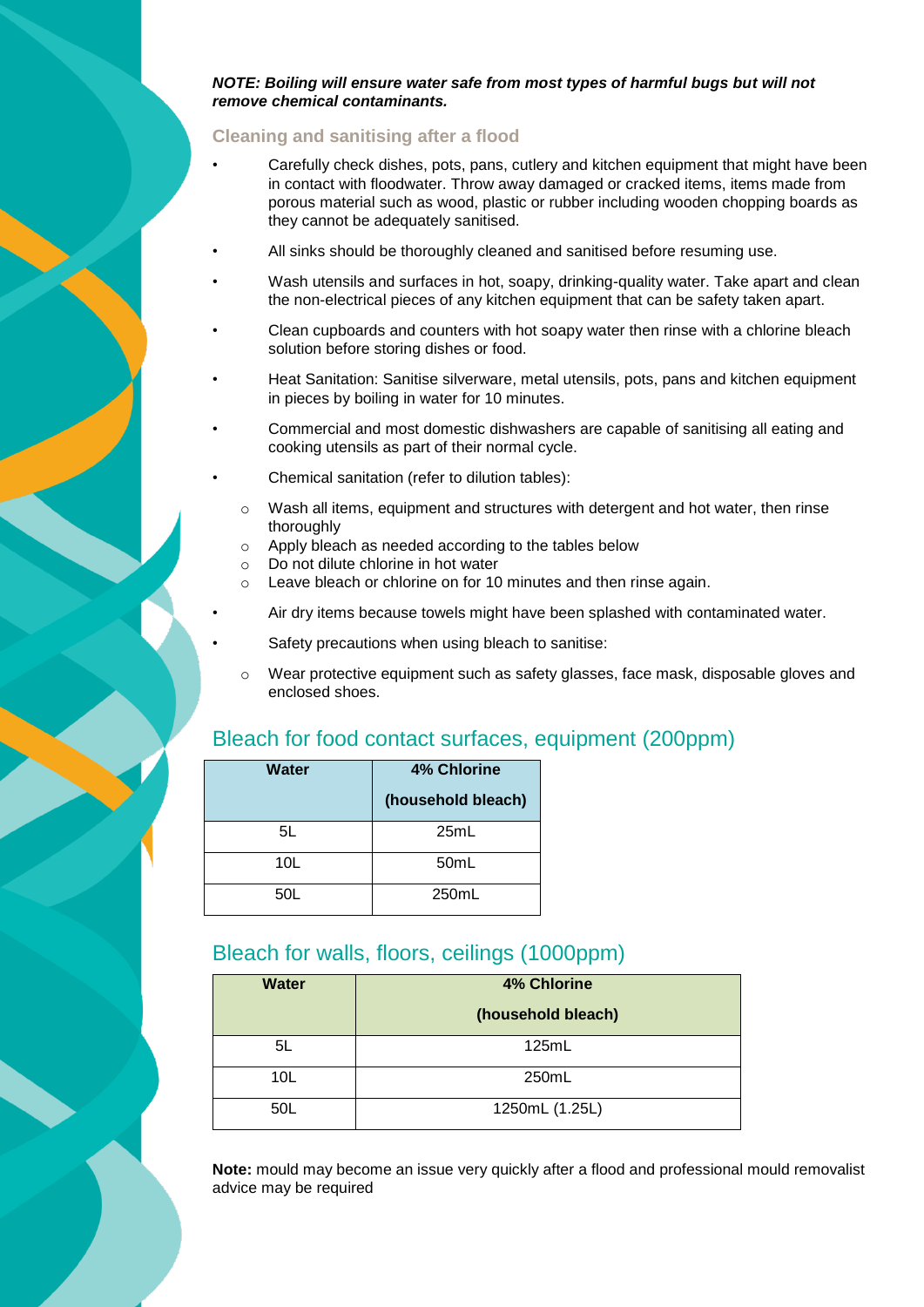***NOTE: Boiling will ensure water safe from most types of harmful bugs but will not remove chemical contaminants.***

### Cleaning and sanitising after a flood

- Carefully check dishes, pots, pans, cutlery and kitchen equipment that might have been in contact with floodwater. Throw away damaged or cracked items, items made from porous material such as wood, plastic or rubber including wooden chopping boards as they cannot be adequately sanitised.
- All sinks should be thoroughly cleaned and sanitised before resuming use.
- Wash utensils and surfaces in hot, soapy, drinking-quality water. Take apart and clean the non-electrical pieces of any kitchen equipment that can be safety taken apart.
- Clean cupboards and counters with hot soapy water then rinse with a chlorine bleach solution before storing dishes or food.
- Heat Sanitation: Sanitise silverware, metal utensils, pots, pans and kitchen equipment in pieces by boiling in water for 10 minutes.
- Commercial and most domestic dishwashers are capable of sanitising all eating and cooking utensils as part of their normal cycle.
- Chemical sanitation (refer to dilution tables):
  - Wash all items, equipment and structures with detergent and hot water, then rinse thoroughly
  - Apply bleach as needed according to the tables below
  - Do not dilute chlorine in hot water
  - Leave bleach or chlorine on for 10 minutes and then rinse again.
- Air dry items because towels might have been splashed with contaminated water.
- Safety precautions when using bleach to sanitise:
  - Wear protective equipment such as safety glasses, face mask, disposable gloves and enclosed shoes.

## Bleach for food contact surfaces, equipment (200ppm)

| Water | 4% Chlorine (household bleach) |
|---|---|
| 5L | 25mL |
| 10L | 50mL |
| 50L | 250mL |

## Bleach for walls, floors, ceilings (1000ppm)

| Water | 4% Chlorine (household bleach) |
|---|---|
| 5L | 125mL |
| 10L | 250mL |
| 50L | 1250mL (1.25L) |

**Note:** mould may become an issue very quickly after a flood and professional mould removalist advice may be required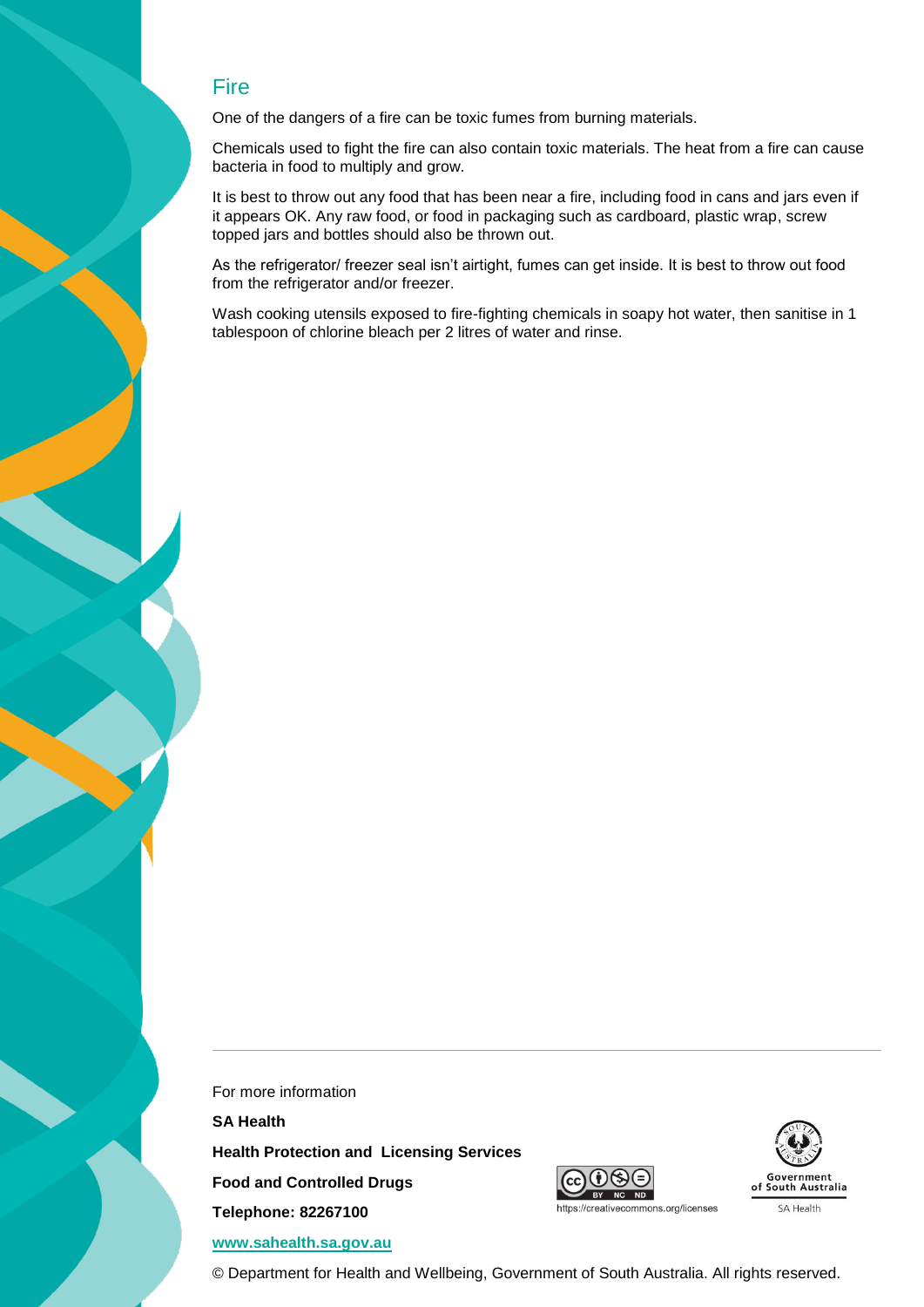## Fire

One of the dangers of a fire can be toxic fumes from burning materials.

Chemicals used to fight the fire can also contain toxic materials. The heat from a fire can cause bacteria in food to multiply and grow.

It is best to throw out any food that has been near a fire, including food in cans and jars even if it appears OK. Any raw food, or food in packaging such as cardboard, plastic wrap, screw topped jars and bottles should also be thrown out.

As the refrigerator/ freezer seal isn't airtight, fumes can get inside. It is best to throw out food from the refrigerator and/or freezer.

Wash cooking utensils exposed to fire-fighting chemicals in soapy hot water, then sanitise in 1 tablespoon of chlorine bleach per 2 litres of water and rinse.

---

For more information

**SA Health**

**Health Protection and Licensing Services**

**Food and Controlled Drugs**

**Telephone: 82267100**

**www.sahealth.sa.gov.au**

https://creativecommons.org/licenses

Government of South Australia

SA Health

© Department for Health and Wellbeing, Government of South Australia. All rights reserved.